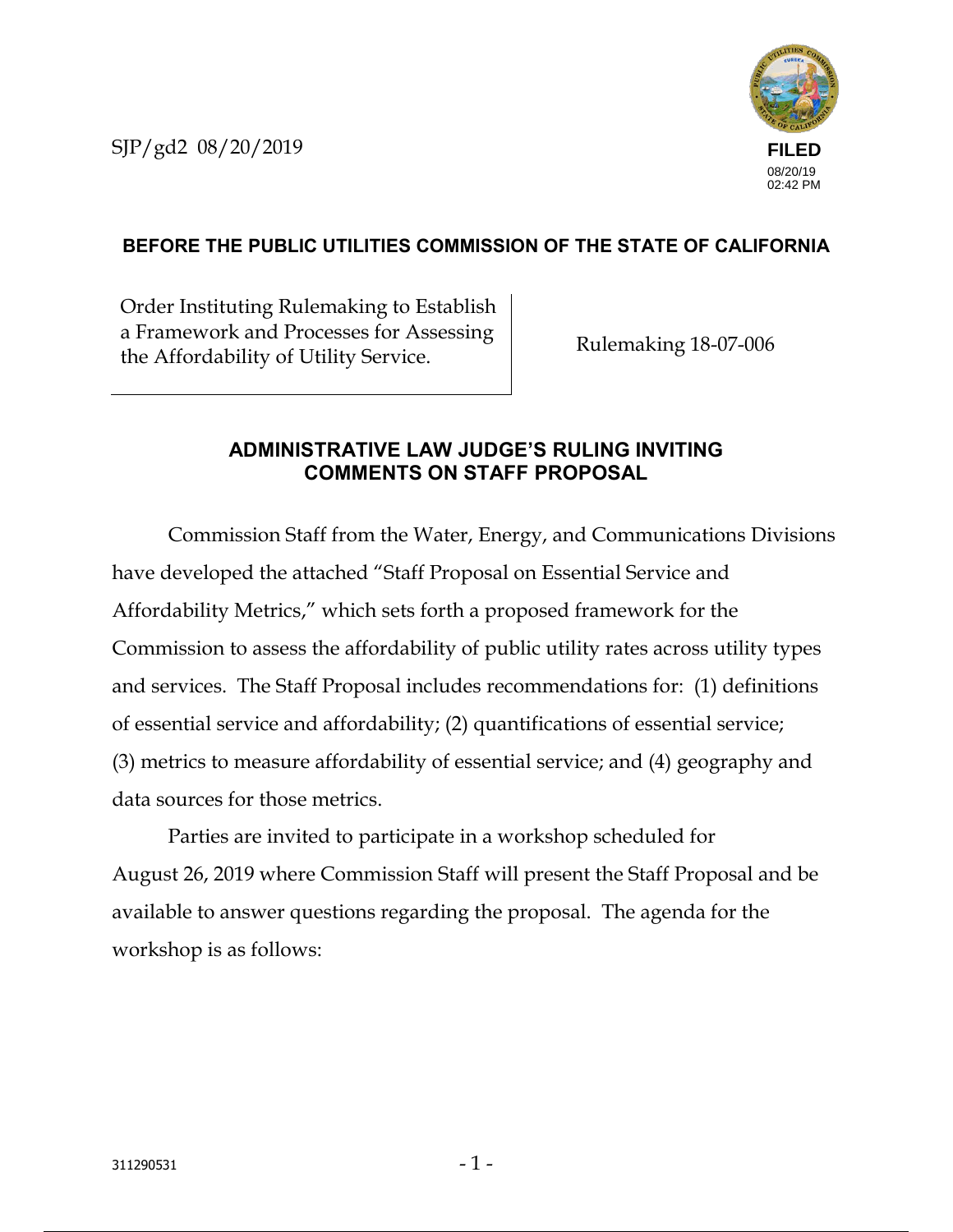SJP/gd2 08/20/2019

**FILED**
08/20/19
02:42 PM

**BEFORE THE PUBLIC UTILITIES COMMISSION OF THE STATE OF CALIFORNIA**

| Order Instituting Rulemaking to Establish a Framework and Processes for Assessing the Affordability of Utility Service. | Rulemaking 18-07-006 |
| --- | --- |

## ADMINISTRATIVE LAW JUDGE'S RULING INVITING COMMENTS ON STAFF PROPOSAL

Commission Staff from the Water, Energy, and Communications Divisions have developed the attached "Staff Proposal on Essential Service and Affordability Metrics," which sets forth a proposed framework for the Commission to assess the affordability of public utility rates across utility types and services. The Staff Proposal includes recommendations for: (1) definitions of essential service and affordability; (2) quantifications of essential service; (3) metrics to measure affordability of essential service; and (4) geography and data sources for those metrics.

Parties are invited to participate in a workshop scheduled for August 26, 2019 where Commission Staff will present the Staff Proposal and be available to answer questions regarding the proposal. The agenda for the workshop is as follows:

311290531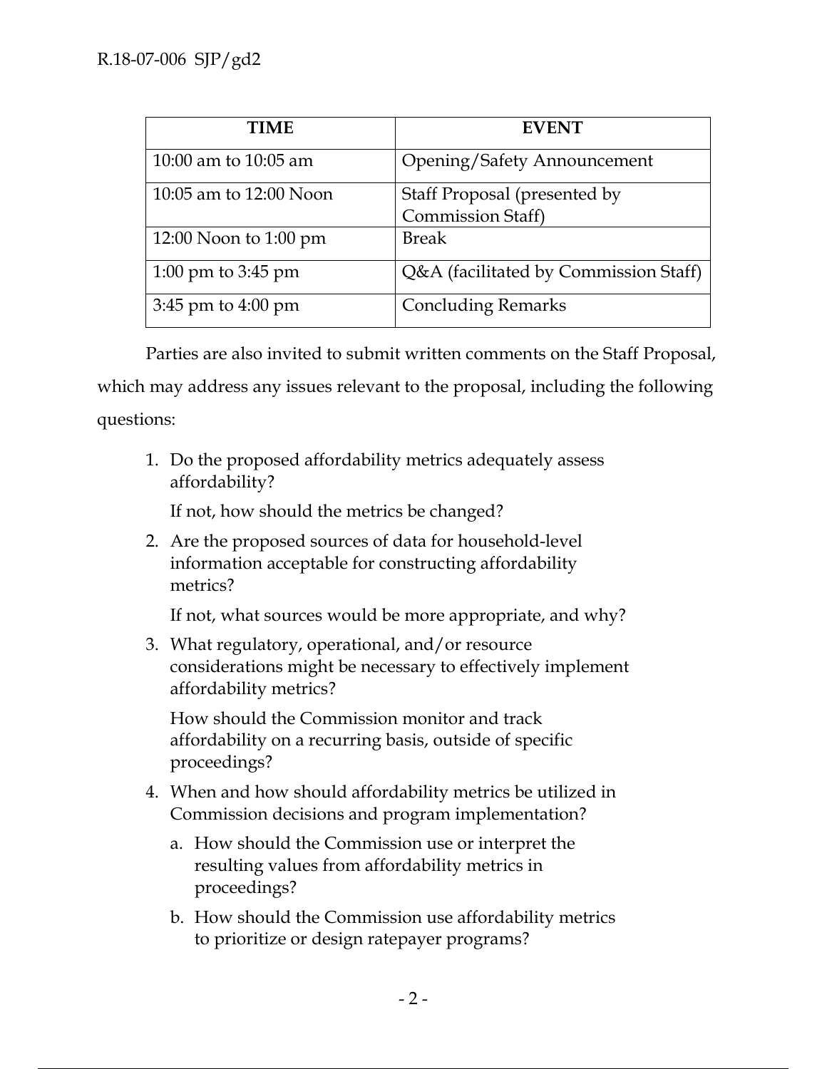| TIME | EVENT |
|---|---|
| 10:00 am to 10:05 am | Opening/Safety Announcement |
| 10:05 am to 12:00 Noon | Staff Proposal (presented by Commission Staff) |
| 12:00 Noon to 1:00 pm | Break |
| 1:00 pm to 3:45 pm | Q&A (facilitated by Commission Staff) |
| 3:45 pm to 4:00 pm | Concluding Remarks |

Parties are also invited to submit written comments on the Staff Proposal, which may address any issues relevant to the proposal, including the following questions:

1. Do the proposed affordability metrics adequately assess affordability?

   If not, how should the metrics be changed?

2. Are the proposed sources of data for household-level information acceptable for constructing affordability metrics?

   If not, what sources would be more appropriate, and why?

3. What regulatory, operational, and/or resource considerations might be necessary to effectively implement affordability metrics?

   How should the Commission monitor and track affordability on a recurring basis, outside of specific proceedings?

4. When and how should affordability metrics be utilized in Commission decisions and program implementation?

   a. How should the Commission use or interpret the resulting values from affordability metrics in proceedings?

   b. How should the Commission use affordability metrics to prioritize or design ratepayer programs?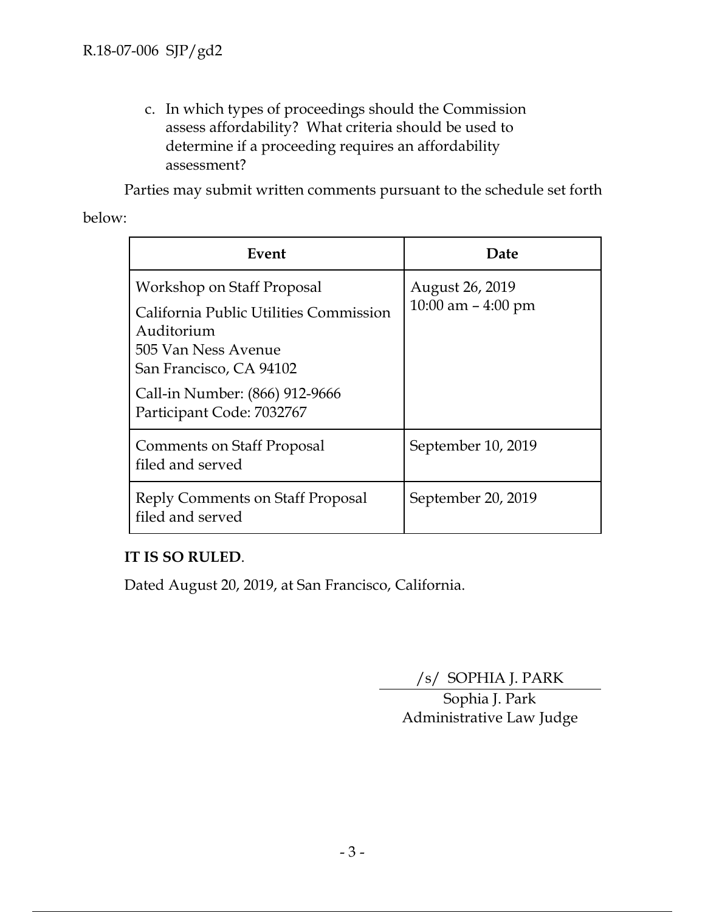c. In which types of proceedings should the Commission assess affordability? What criteria should be used to determine if a proceeding requires an affordability assessment?

Parties may submit written comments pursuant to the schedule set forth below:

| Event | Date |
| --- | --- |
| Workshop on Staff Proposal<br>California Public Utilities Commission Auditorium<br>505 Van Ness Avenue<br>San Francisco, CA 94102<br>Call-in Number: (866) 912-9666<br>Participant Code: 7032767 | August 26, 2019<br>10:00 am – 4:00 pm |
| Comments on Staff Proposal filed and served | September 10, 2019 |
| Reply Comments on Staff Proposal filed and served | September 20, 2019 |

**IT IS SO RULED**.

Dated August 20, 2019, at San Francisco, California.

/s/ SOPHIA J. PARK

Sophia J. Park
Administrative Law Judge